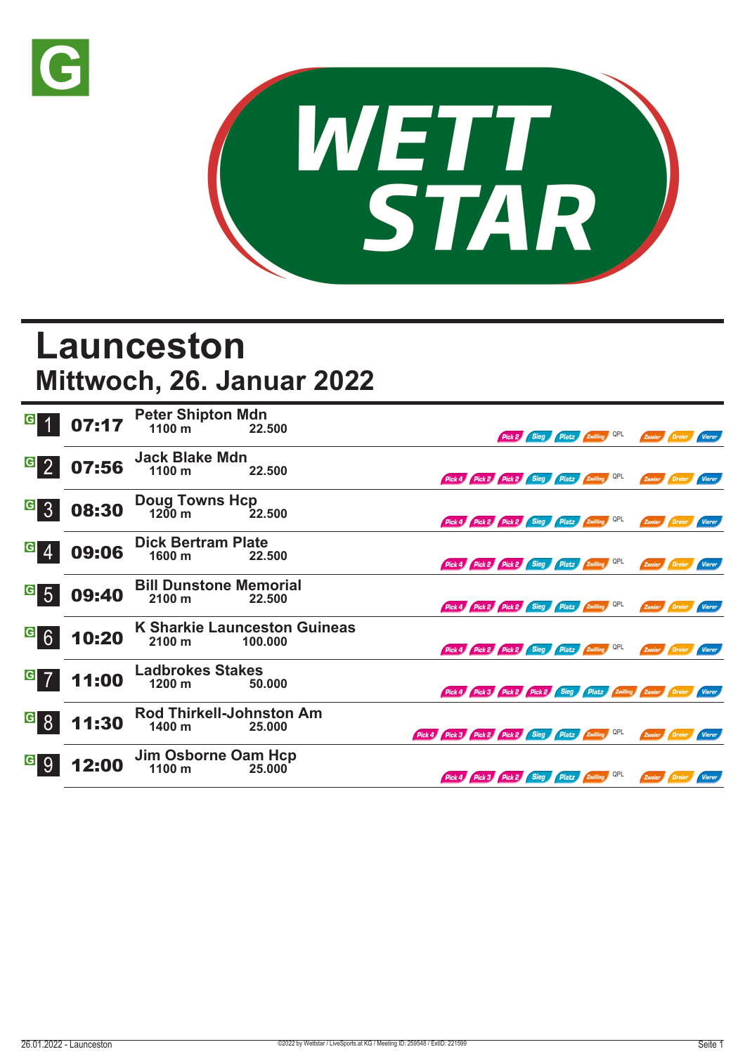G

WETT STAR

# Launceston
## Mittwoch, 26. Januar 2022

| Rennen | Zeit | Rennen / Distanz / Preisgeld | Wetten |
|---|---|---|---|
| G 1 | 07:17 | **Peter Shipton Mdn** 1100 m 22.500 | Pick 2, Sieg, Platz, Zwilling, QPL, Zweier, Dreier, Vierer |
| G 2 | 07:56 | **Jack Blake Mdn** 1100 m 22.500 | Pick 4, Pick 2, Pick 2, Sieg, Platz, Zwilling, QPL, Zweier, Dreier, Vierer |
| G 3 | 08:30 | **Doug Towns Hcp** 1200 m 22.500 | Pick 4, Pick 2, Pick 2, Sieg, Platz, Zwilling, QPL, Zweier, Dreier, Vierer |
| G 4 | 09:06 | **Dick Bertram Plate** 1600 m 22.500 | Pick 4, Pick 2, Pick 2, Sieg, Platz, Zwilling, QPL, Zweier, Dreier, Vierer |
| G 5 | 09:40 | **Bill Dunstone Memorial** 2100 m 22.500 | Pick 4, Pick 2, Pick 2, Sieg, Platz, Zwilling, QPL, Zweier, Dreier, Vierer |
| G 6 | 10:20 | **K Sharkie Launceston Guineas** 2100 m 100.000 | Pick 4, Pick 2, Pick 2, Sieg, Platz, Zwilling, QPL, Zweier, Dreier, Vierer |
| G 7 | 11:00 | **Ladbrokes Stakes** 1200 m 50.000 | Pick 4, Pick 3, Pick 2, Pick 2, Sieg, Platz, Zwilling, Zweier, Dreier, Vierer |
| G 8 | 11:30 | **Rod Thirkell-Johnston Am** 1400 m 25.000 | Pick 4, Pick 3, Pick 2, Pick 2, Sieg, Platz, Zwilling, QPL, Zweier, Dreier, Vierer |
| G 9 | 12:00 | **Jim Osborne Oam Hcp** 1100 m 25.000 | Pick 4, Pick 3, Pick 2, Sieg, Platz, Zwilling, QPL, Zweier, Dreier, Vierer |

©2022 by Wettstar / LiveSports.at KG / Meeting ID: 259548 / ExtID: 221599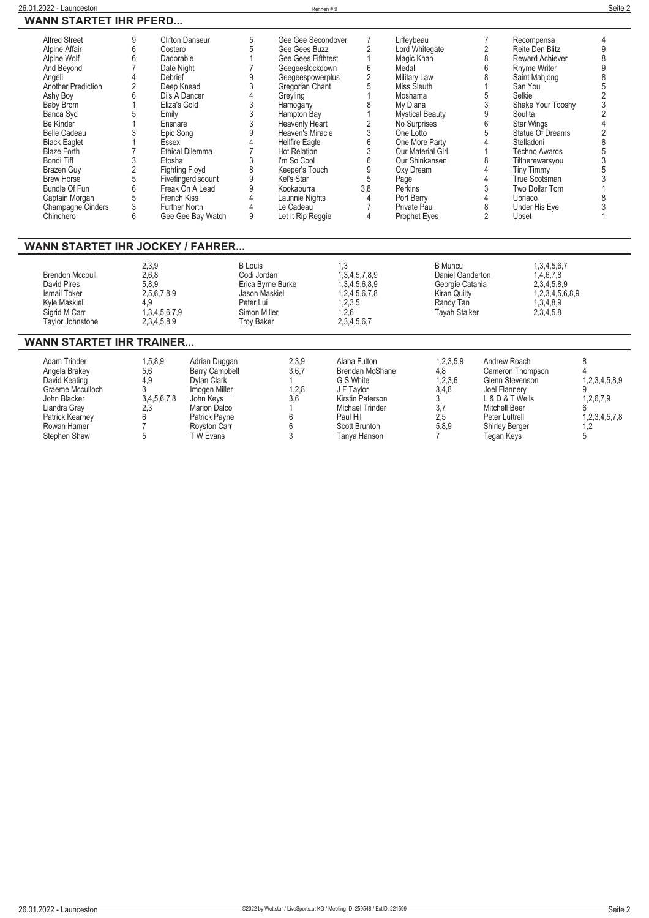## WANN STARTET IHR PFERD...

| Pferd | Rennen | Pferd | Rennen | Pferd | Rennen | Pferd | Rennen | Pferd | Rennen |
|---|---|---|---|---|---|---|---|---|---|
| Alfred Street | 9 | Clifton Danseur | 5 | Gee Gee Secondover | 7 | Liffeybeau | 7 | Recompensa | 4 |
| Alpine Affair | 6 | Costero | 5 | Gee Gees Buzz | 2 | Lord Whitegate | 2 | Reite Den Blitz | 9 |
| Alpine Wolf | 6 | Dadorable | 1 | Gee Gees Fifthtest | 1 | Magic Khan | 8 | Reward Achiever | 8 |
| And Beyond | 7 | Date Night | 7 | Geegeeslockdown | 6 | Medal | 6 | Rhyme Writer | 9 |
| Angeli | 4 | Debrief | 9 | Geegeespowerplus | 2 | Military Law | 8 | Saint Mahjong | 8 |
| Another Prediction | 2 | Deep Knead | 3 | Gregorian Chant | 5 | Miss Sleuth | 1 | San You | 5 |
| Ashy Boy | 6 | Di's A Dancer | 4 | Greyling | 1 | Moshama | 5 | Selkie | 2 |
| Baby Brom | 1 | Eliza's Gold | 3 | Hamogany | 8 | My Diana | 3 | Shake Your Tooshy | 3 |
| Banca Syd | 5 | Emily | 3 | Hampton Bay | 1 | Mystical Beauty | 9 | Soulita | 2 |
| Be Kinder | 1 | Ensnare | 3 | Heavenly Heart | 2 | No Surprises | 6 | Star Wings | 4 |
| Belle Cadeau | 3 | Epic Song | 9 | Heaven's Miracle | 3 | One Lotto | 5 | Statue Of Dreams | 2 |
| Black Eaglet | 1 | Essex | 4 | Hellfire Eagle | 6 | One More Party | 4 | Stelladoni | 8 |
| Blaze Forth | 7 | Ethical Dilemma | 7 | Hot Relation | 3 | Our Material Girl | 1 | Techno Awards | 5 |
| Bondi Tiff | 3 | Etosha | 3 | I'm So Cool | 6 | Our Shinkansen | 8 | Tiltherewarsyou | 3 |
| Brazen Guy | 2 | Fighting Floyd | 8 | Keeper's Touch | 9 | Oxy Dream | 4 | Tiny Timmy | 5 |
| Brew Horse | 5 | Fivefingerdiscount | 9 | Kel's Star | 5 | Page | 4 | True Scotsman | 3 |
| Bundle Of Fun | 6 | Freak On A Lead | 9 | Kookaburra | 3,8 | Perkins | 3 | Two Dollar Tom | 1 |
| Captain Morgan | 5 | French Kiss | 4 | Launnie Nights | 4 | Port Berry | 4 | Ubriaco | 8 |
| Champagne Cinders | 3 | Further North | 4 | Le Cadeau | 7 | Private Paul | 8 | Under His Eye | 3 |
| Chinchero | 6 | Gee Gee Bay Watch | 9 | Let It Rip Reggie | 4 | Prophet Eyes | 2 | Upset | 1 |

## WANN STARTET IHR JOCKEY / FAHRER...

| Jockey | Rennen | Jockey | Rennen | Jockey | Rennen |
|---|---|---|---|---|---|
| | 2,3,9 | B Louis | 1,3 | B Muhcu | 1,3,4,5,6,7 |
| Brendon Mccoull | 2,6,8 | Codi Jordan | 1,3,4,5,7,8,9 | Daniel Ganderton | 1,4,6,7,8 |
| David Pires | 5,8,9 | Erica Byrne Burke | 1,3,4,5,6,8,9 | Georgie Catania | 2,3,4,5,8,9 |
| Ismail Toker | 2,5,6,7,8,9 | Jason Maskiell | 1,2,4,5,6,7,8 | Kiran Quilty | 1,2,3,4,5,6,8,9 |
| Kyle Maskiell | 4,9 | Peter Lui | 1,2,3,5 | Randy Tan | 1,3,4,8,9 |
| Sigrid M Carr | 1,3,4,5,6,7,9 | Simon Miller | 1,2,6 | Tayah Stalker | 2,3,4,5,8 |
| Taylor Johnstone | 2,3,4,5,8,9 | Troy Baker | 2,3,4,5,6,7 | | |

## WANN STARTET IHR TRAINER...

| Trainer | Rennen | Trainer | Rennen | Trainer | Rennen | Trainer | Rennen |
|---|---|---|---|---|---|---|---|
| Adam Trinder | 1,5,8,9 | Adrian Duggan | 2,3,9 | Alana Fulton | 1,2,3,5,9 | Andrew Roach | 8 |
| Angela Brakey | 5,6 | Barry Campbell | 3,6,7 | Brendan McShane | 4,8 | Cameron Thompson | 4 |
| David Keating | 4,9 | Dylan Clark | 1 | G S White | 1,2,3,6 | Glenn Stevenson | 1,2,3,4,5,8,9 |
| Graeme Mcculloch | 3 | Imogen Miller | 1,2,8 | J F Taylor | 3,4,8 | Joel Flannery | 9 |
| John Blacker | 3,4,5,6,7,8 | John Keys | 3,6 | Kirstin Paterson | 3 | L & D & T Wells | 1,2,6,7,9 |
| Liandra Gray | 2,3 | Marion Dalco | 1 | Michael Trinder | 3,7 | Mitchell Beer | 6 |
| Patrick Kearney | 6 | Patrick Payne | 6 | Paul Hill | 2,5 | Peter Luttrell | 1,2,3,4,5,7,8 |
| Rowan Hamer | 7 | Royston Carr | 6 | Scott Brunton | 5,8,9 | Shirley Berger | 1,2 |
| Stephen Shaw | 5 | T W Evans | 3 | Tanya Hanson | 7 | Tegan Keys | 5 |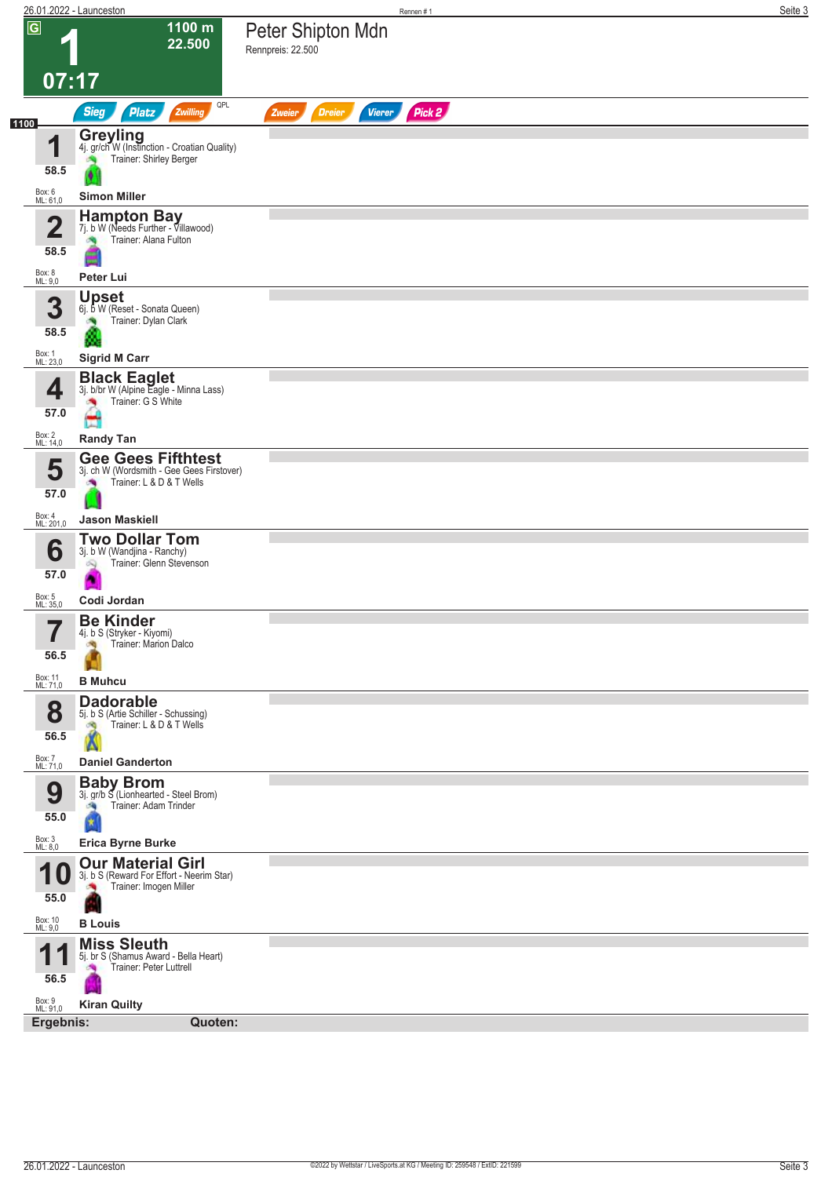# 1 — Peter Shipton Mdn

**G** | 1100 m | 22.500 | 07:17

Rennpreis: 22.500

Sieg | Platz | Zwilling | QPL | Zweier | Dreier | Vierer | Pick 2

**1100**

| Nr. | Gewicht | Pferd | Abstammung | Trainer | Jockey | Box | ML |
|---|---|---|---|---|---|---|---|
| 1 | 58.5 | **Greyling** | 4j. gr/ch W (Instinction - Croatian Quality) | Shirley Berger | Simon Miller | 6 | 61,0 |
| 2 | 58.5 | **Hampton Bay** | 7j. b W (Needs Further - Villawood) | Alana Fulton | Peter Lui | 8 | 9,0 |
| 3 | 58.5 | **Upset** | 6j. b W (Reset - Sonata Queen) | Dylan Clark | Sigrid M Carr | 1 | 23,0 |
| 4 | 57.0 | **Black Eaglet** | 3j. b/br W (Alpine Eagle - Minna Lass) | G S White | Randy Tan | 2 | 14,0 |
| 5 | 57.0 | **Gee Gees Fifthtest** | 3j. ch W (Wordsmith - Gee Gees Firstover) | L & D & T Wells | Jason Maskiell | 4 | 201,0 |
| 6 | 57.0 | **Two Dollar Tom** | 3j. b W (Wandjina - Ranchy) | Glenn Stevenson | Codi Jordan | 5 | 35,0 |
| 7 | 56.5 | **Be Kinder** | 4j. b S (Stryker - Kiyomi) | Marion Dalco | B Muhcu | 11 | 71,0 |
| 8 | 56.5 | **Dadorable** | 5j. b S (Artie Schiller - Schussing) | L & D & T Wells | Daniel Ganderton | 7 | 71,0 |
| 9 | 55.0 | **Baby Brom** | 3j. gr/b S (Lionhearted - Steel Brom) | Adam Trinder | Erica Byrne Burke | 3 | 8,0 |
| 10 | 55.0 | **Our Material Girl** | 3j. b S (Reward For Effort - Neerim Star) | Imogen Miller | B Louis | 10 | 9,0 |
| 11 | 56.5 | **Miss Sleuth** | 5j. br S (Shamus Award - Bella Heart) | Peter Luttrell | Kiran Quilty | 9 | 91,0 |

**Ergebnis:** **Quoten:**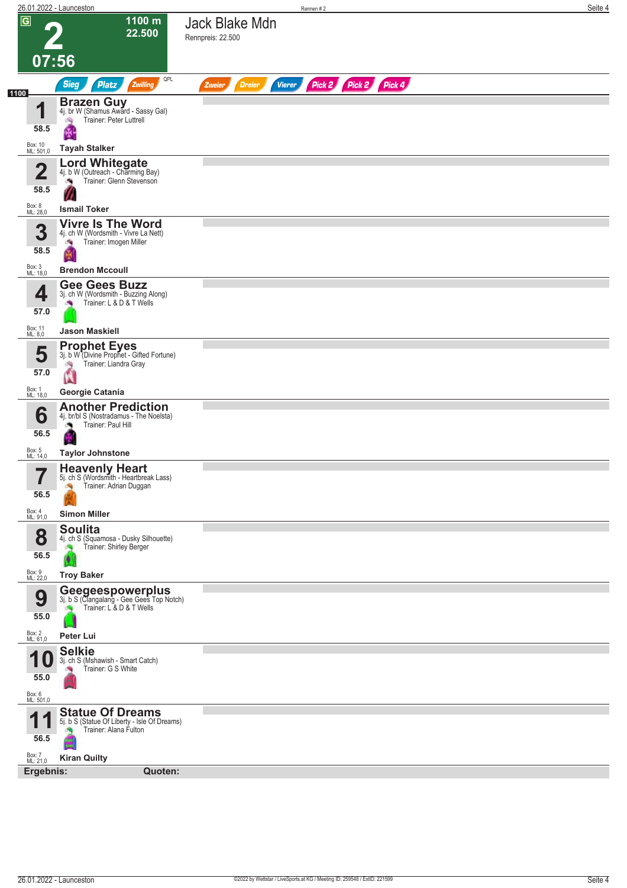# 2 — Jack Blake Mdn

**1100 m** | **22.500** | **07:56**

Rennpreis: 22.500

Sieg | Platz | Zwilling | QPL | Zweier | Dreier | Vierer | Pick 2 | Pick 2 | Pick 4

**1100**

| Nr. | Gewicht | Pferd | Details | Trainer | Jockey | Box | ML |
|---|---|---|---|---|---|---|---|
| 1 | 58.5 | **Brazen Guy** | 4j. br W (Shamus Award - Sassy Gal) | Peter Luttrell | Tayah Stalker | 10 | 501,0 |
| 2 | 58.5 | **Lord Whitegate** | 4j. b W (Outreach - Charming Bay) | Glenn Stevenson | Ismail Toker | 8 | 28,0 |
| 3 | 58.5 | **Vivre Is The Word** | 4j. ch W (Wordsmith - Vivre La Nett) | Imogen Miller | Brendon Mccoull | 3 | 18,0 |
| 4 | 57.0 | **Gee Gees Buzz** | 3j. ch W (Wordsmith - Buzzing Along) | L & D & T Wells | Jason Maskiell | 11 | 8,0 |
| 5 | 57.0 | **Prophet Eyes** | 3j. b W (Divine Prophet - Gifted Fortune) | Liandra Gray | Georgie Catania | 1 | 18,0 |
| 6 | 56.5 | **Another Prediction** | 4j. br/bl S (Nostradamus - The Noelsta) | Paul Hill | Taylor Johnstone | 5 | 14,0 |
| 7 | 56.5 | **Heavenly Heart** | 5j. ch S (Wordsmith - Heartbreak Lass) | Adrian Duggan | Simon Miller | 4 | 91,0 |
| 8 | 56.5 | **Soulita** | 4j. ch S (Squamosa - Dusky Silhouette) | Shirley Berger | Troy Baker | 9 | 22,0 |
| 9 | 55.0 | **Geegeespowerplus** | 3j. b S (Clangalang - Gee Gees Top Notch) | L & D & T Wells | Peter Lui | 2 | 61,0 |
| 10 | 55.0 | **Selkie** | 3j. ch S (Mshawish - Smart Catch) | G S White | | 6 | 501,0 |
| 11 | 56.5 | **Statue Of Dreams** | 5j. b S (Statue Of Liberty - Isle Of Dreams) | Alana Fulton | Kiran Quilty | 7 | 21,0 |

**Ergebnis:** **Quoten:**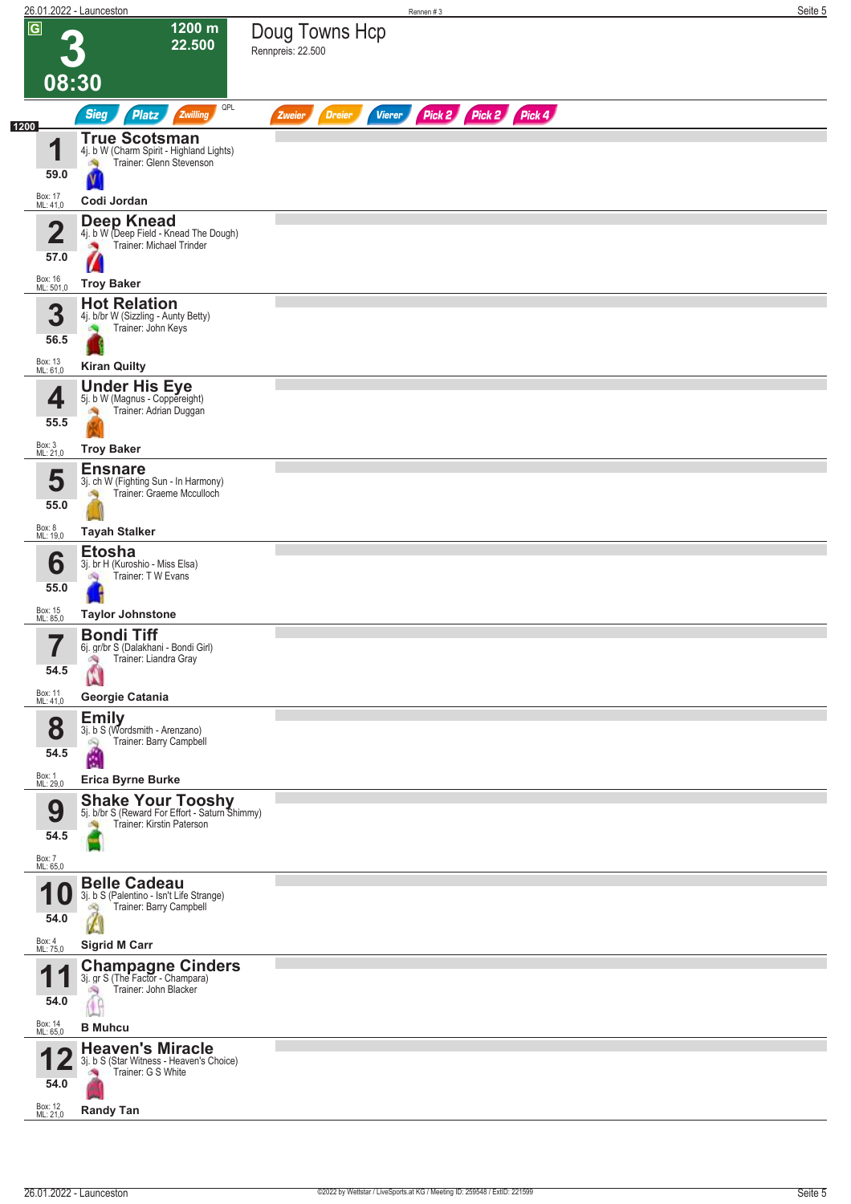# 3

**08:30**

**1200 m**
**22.500**

## Doug Towns Hcp

Rennpreis: 22.500

Sieg | Platz | Zwilling | QPL | Zweier | Dreier | Vierer | Pick 2 | Pick 2 | Pick 4

1200

| Nr. | Gewicht | Pferd | Details | Trainer | Jockey | Box | ML |
|---|---|---|---|---|---|---|---|
| 1 | 59.0 | **True Scotsman** | 4j. b W (Charm Spirit - Highland Lights) | Glenn Stevenson | Codi Jordan | 17 | 41,0 |
| 2 | 57.0 | **Deep Knead** | 4j. b W (Deep Field - Knead The Dough) | Michael Trinder | Troy Baker | 16 | 501,0 |
| 3 | 56.5 | **Hot Relation** | 4j. b/br W (Sizzling - Aunty Betty) | John Keys | Kiran Quilty | 13 | 61,0 |
| 4 | 55.5 | **Under His Eye** | 5j. b W (Magnus - Coppereight) | Adrian Duggan | Troy Baker | 3 | 21,0 |
| 5 | 55.0 | **Ensnare** | 3j. ch W (Fighting Sun - In Harmony) | Graeme Mcculloch | Tayah Stalker | 8 | 19,0 |
| 6 | 55.0 | **Etosha** | 3j. br H (Kuroshio - Miss Elsa) | T W Evans | Taylor Johnstone | 15 | 85,0 |
| 7 | 54.5 | **Bondi Tiff** | 6j. gr/br S (Dalakhani - Bondi Girl) | Liandra Gray | Georgie Catania | 11 | 41,0 |
| 8 | 54.5 | **Emily** | 3j. b S (Wordsmith - Arenzano) | Barry Campbell | Erica Byrne Burke | 1 | 29,0 |
| 9 | 54.5 | **Shake Your Tooshy** | 5j. b/br S (Reward For Effort - Saturn Shimmy) | Kirstin Paterson | | 7 | 65,0 |
| 10 | 54.0 | **Belle Cadeau** | 3j. b S (Palentino - Isn't Life Strange) | Barry Campbell | Sigrid M Carr | 4 | 75,0 |
| 11 | 54.0 | **Champagne Cinders** | 3j. gr S (The Factor - Champara) | John Blacker | B Muhcu | 14 | 65,0 |
| 12 | 54.0 | **Heaven's Miracle** | 3j. b S (Star Witness - Heaven's Choice) | G S White | Randy Tan | 12 | 21,0 |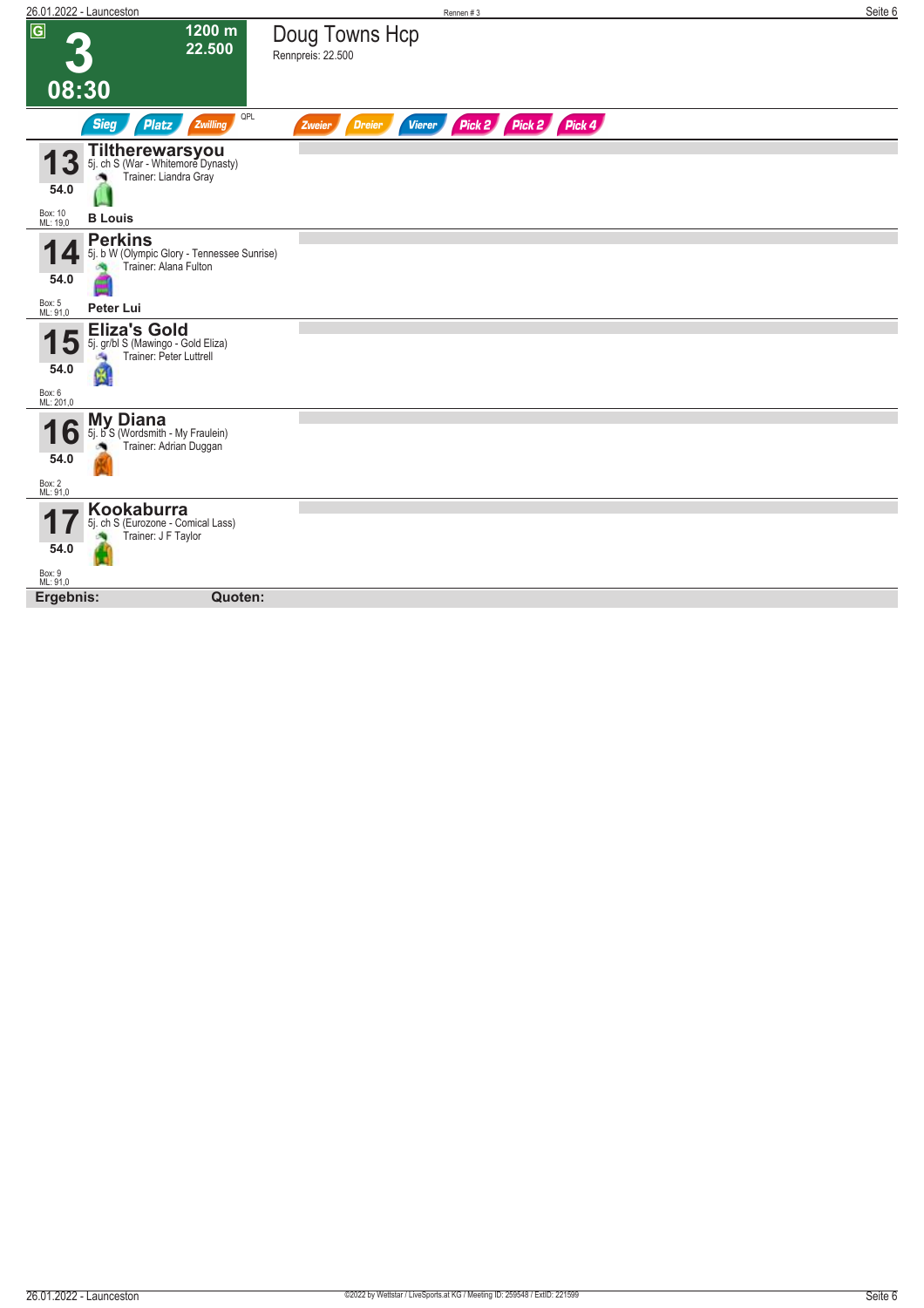G

# 3

1200 m
22.500

08:30

## Doug Towns Hcp

Rennpreis: 22.500

Sieg Platz Zwilling QPL Zweier Dreier Vierer Pick 2 Pick 2 Pick 4

**13** **Tiltherewarsyou**
5j. ch S (War - Whitemore Dynasty)
Trainer: Liandra Gray
54.0
Box: 10
ML: 19,0
**B Louis**

**14** **Perkins**
5j. b W (Olympic Glory - Tennessee Sunrise)
Trainer: Alana Fulton
54.0
Box: 5
ML: 91,0
**Peter Lui**

**15** **Eliza's Gold**
5j. gr/bl S (Mawingo - Gold Eliza)
Trainer: Peter Luttrell
54.0
Box: 6
ML: 201,0

**16** **My Diana**
5j. b S (Wordsmith - My Fraulein)
Trainer: Adrian Duggan
54.0
Box: 2
ML: 91,0

**17** **Kookaburra**
5j. ch S (Eurozone - Comical Lass)
Trainer: J F Taylor
54.0
Box: 9
ML: 91,0

**Ergebnis:** **Quoten:**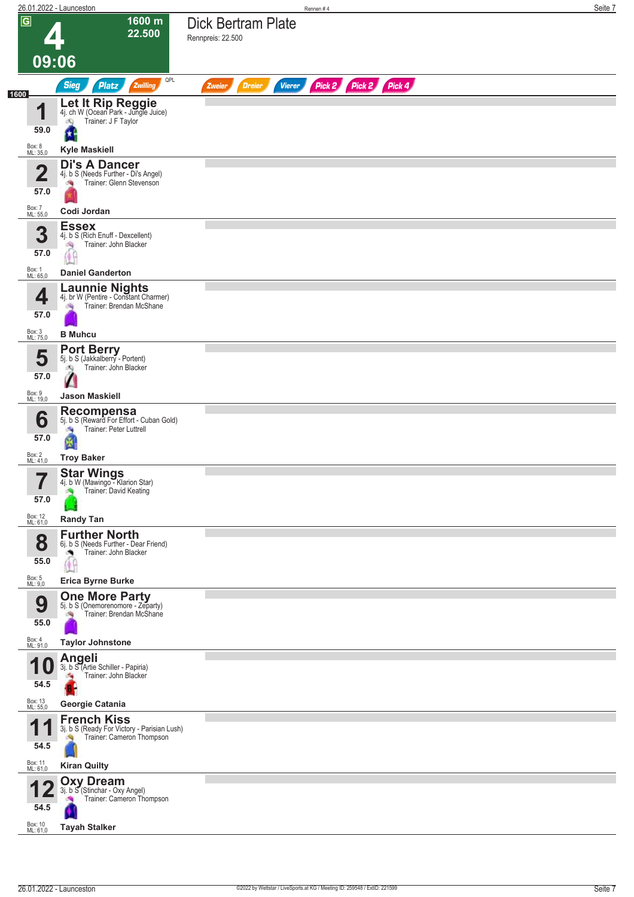# 4 — Dick Bertram Plate

**1600 m** · **22.500** · **09:06** · G

Rennpreis: 22.500

Sieg · Platz · Zwilling · QPL · Zweier · Dreier · Vierer · Pick 2 · Pick 2 · Pick 4

1600

| Nr. | Pferd | Details | Trainer | Gewicht | Box | ML | Jockey |
|---|---|---|---|---|---|---|---|
| 1 | **Let It Rip Reggie** | 4j. ch W (Ocean Park - Jungle Juice) | J F Taylor | 59.0 | 8 | 35,0 | Kyle Maskiell |
| 2 | **Di's A Dancer** | 4j. b S (Needs Further - Di's Angel) | Glenn Stevenson | 57.0 | 7 | 55,0 | Codi Jordan |
| 3 | **Essex** | 4j. b S (Rich Enuff - Dexcellent) | John Blacker | 57.0 | 1 | 65,0 | Daniel Ganderton |
| 4 | **Launnie Nights** | 4j. br W (Pentire - Constant Charmer) | Brendan McShane | 57.0 | 3 | 75,0 | B Muhcu |
| 5 | **Port Berry** | 5j. b S (Jakkalberry - Portent) | John Blacker | 57.0 | 9 | 19,0 | Jason Maskiell |
| 6 | **Recompensa** | 5j. b S (Reward For Effort - Cuban Gold) | Peter Luttrell | 57.0 | 2 | 41,0 | Troy Baker |
| 7 | **Star Wings** | 4j. b W (Mawingo - Klarion Star) | David Keating | 57.0 | 12 | 61,0 | Randy Tan |
| 8 | **Further North** | 6j. b S (Needs Further - Dear Friend) | John Blacker | 55.0 | 5 | 9,0 | Erica Byrne Burke |
| 9 | **One More Party** | 5j. b S (Onemorenomore - Zeparty) | Brendan McShane | 55.0 | 4 | 91,0 | Taylor Johnstone |
| 10 | **Angeli** | 3j. b S (Artie Schiller - Papiria) | John Blacker | 54.5 | 13 | 55,0 | Georgie Catania |
| 11 | **French Kiss** | 3j. b S (Ready For Victory - Parisian Lush) | Cameron Thompson | 54.5 | 11 | 61,0 | Kiran Quilty |
| 12 | **Oxy Dream** | 3j. b S (Stinchar - Oxy Angel) | Cameron Thompson | 54.5 | 10 | 61,0 | Tayah Stalker |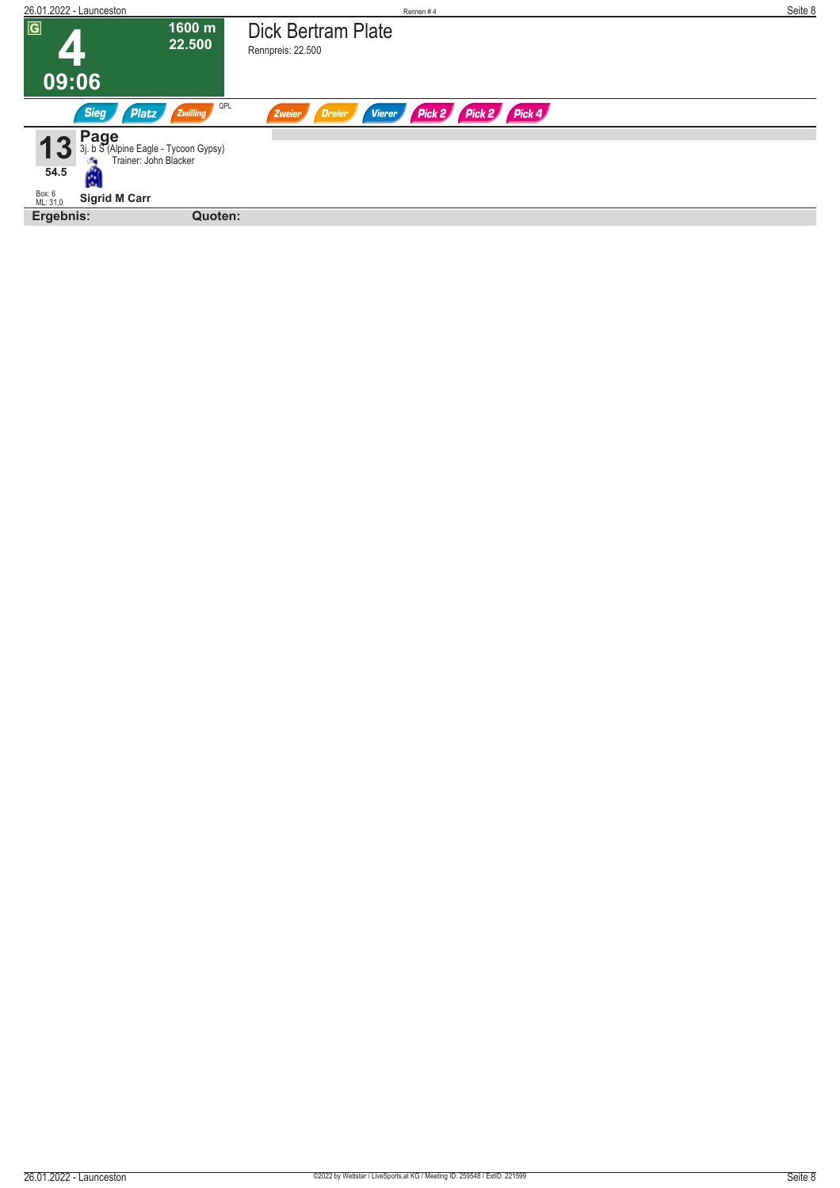G

# 4

**1600 m**
**22.500**

**09:06**

## Dick Bertram Plate

Rennpreis: 22.500

Sieg | Platz | Zwilling | QPL | Zweier | Dreier | Vierer | Pick 2 | Pick 2 | Pick 4

**13** **Page**
3j. b S (Alpine Eagle - Tycoon Gypsy)
Trainer: John Blacker

**54.5**

Box: 6
ML: 31,0

**Sigrid M Carr**

**Ergebnis:** **Quoten:**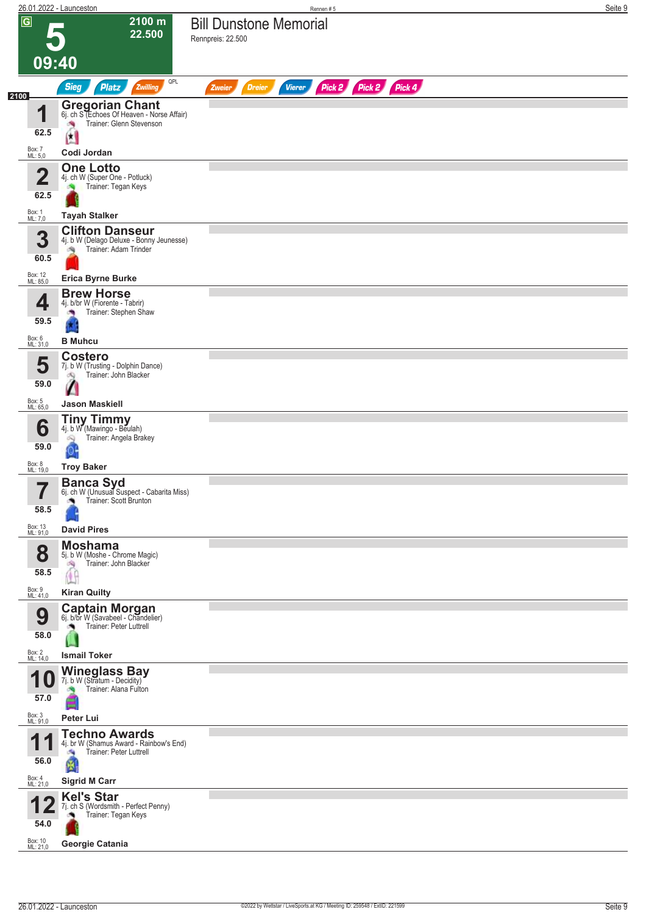# 5 — Bill Dunstone Memorial

**G** | 2100 m | 22.500 | 09:40

Rennpreis: 22.500

Sieg | Platz | Zwilling | QPL | Zweier | Dreier | Vierer | Pick 2 | Pick 2 | Pick 4

**2100**

| Nr. | Gewicht | Pferd | Abstammung | Trainer | Jockey | Box | ML |
|---|---|---|---|---|---|---|---|
| 1 | 62.5 | **Gregorian Chant** | 6j. ch S (Echoes Of Heaven - Norse Affair) | Glenn Stevenson | Codi Jordan | 7 | 5,0 |
| 2 | 62.5 | **One Lotto** | 4j. ch W (Super One - Potluck) | Tegan Keys | Tayah Stalker | 1 | 7,0 |
| 3 | 60.5 | **Clifton Danseur** | 4j. b W (Delago Deluxe - Bonny Jeunesse) | Adam Trinder | Erica Byrne Burke | 12 | 85,0 |
| 4 | 59.5 | **Brew Horse** | 4j. b/br W (Fiorente - Tabrir) | Stephen Shaw | B Muhcu | 6 | 31,0 |
| 5 | 59.0 | **Costero** | 7j. b W (Trusting - Dolphin Dance) | John Blacker | Jason Maskiell | 5 | 65,0 |
| 6 | 59.0 | **Tiny Timmy** | 4j. b W (Mawingo - Beulah) | Angela Brakey | Troy Baker | 8 | 19,0 |
| 7 | 58.5 | **Banca Syd** | 6j. ch W (Unusual Suspect - Cabarita Miss) | Scott Brunton | David Pires | 13 | 91,0 |
| 8 | 58.5 | **Moshama** | 5j. b W (Moshe - Chrome Magic) | John Blacker | Kiran Quilty | 9 | 41,0 |
| 9 | 58.0 | **Captain Morgan** | 6j. b/br W (Savabeel - Chandelier) | Peter Luttrell | Ismail Toker | 2 | 14,0 |
| 10 | 57.0 | **Wineglass Bay** | 7j. b W (Stratum - Decidity) | Alana Fulton | Peter Lui | 3 | 91,0 |
| 11 | 56.0 | **Techno Awards** | 4j. br W (Shamus Award - Rainbow's End) | Peter Luttrell | Sigrid M Carr | 4 | 21,0 |
| 12 | 54.0 | **Kel's Star** | 7j. ch S (Wordsmith - Perfect Penny) | Tegan Keys | Georgie Catania | 10 | 21,0 |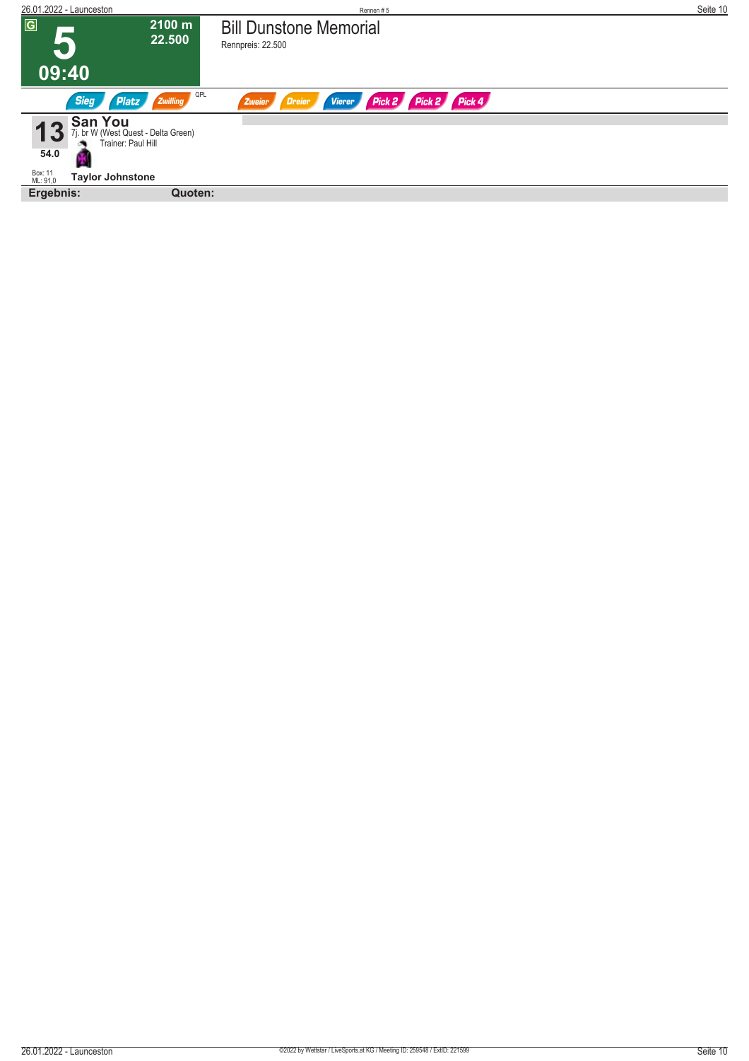G

# 5

2100 m
22.500

09:40

## Bill Dunstone Memorial

Rennpreis: 22.500

Sieg | Platz | Zwilling | QPL | Zweier | Dreier | Vierer | Pick 2 | Pick 2 | Pick 4

**13** **San You**
7j. br W (West Quest - Delta Green)
Trainer: Paul Hill

54.0

Box: 11
ML: 91,0

**Taylor Johnstone**

**Ergebnis:** **Quoten:**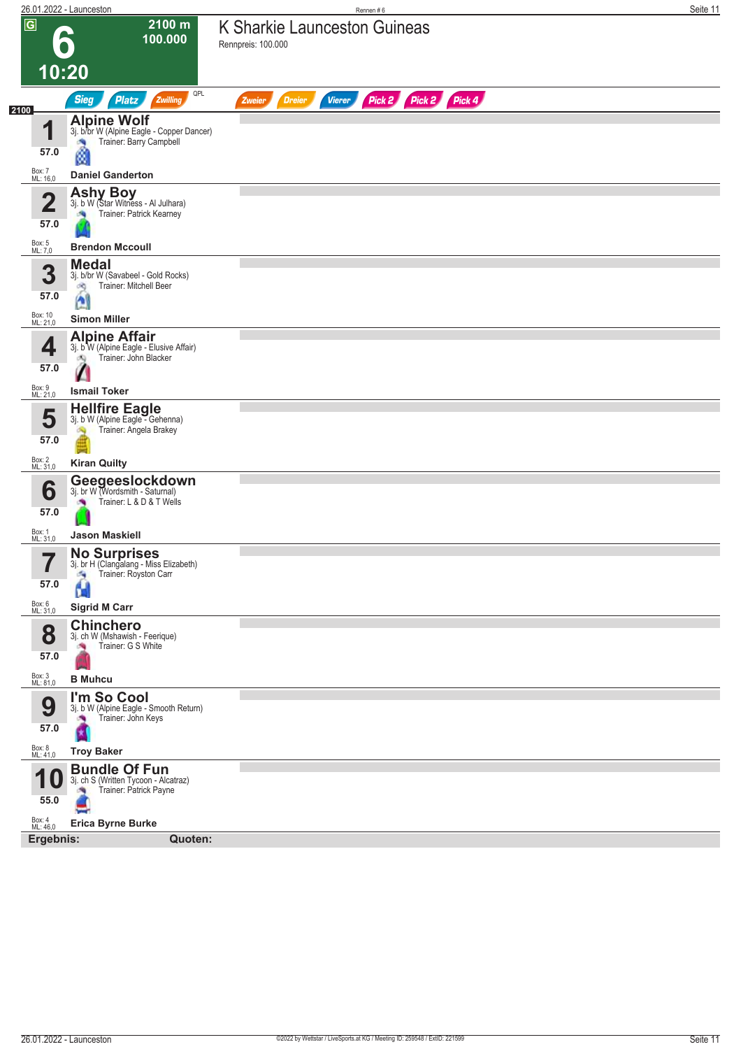# 6 — K Sharkie Launceston Guineas

**G** | 2100 m | 100.000 | 10:20

Rennpreis: 100.000

Sieg | Platz | Zwilling | QPL | Zweier | Dreier | Vierer | Pick 2 | Pick 2 | Pick 4

**2100**

| Nr. | Pferd | Abstammung | Trainer | Jockey | Gewicht | Box | ML |
|---|---|---|---|---|---|---|---|
| 1 | **Alpine Wolf** | 3j. b/br W (Alpine Eagle - Copper Dancer) | Barry Campbell | Daniel Ganderton | 57.0 | 7 | 16,0 |
| 2 | **Ashy Boy** | 3j. b W (Star Witness - Al Julhara) | Patrick Kearney | Brendon Mccoull | 57.0 | 5 | 7,0 |
| 3 | **Medal** | 3j. b/br W (Savabeel - Gold Rocks) | Mitchell Beer | Simon Miller | 57.0 | 10 | 21,0 |
| 4 | **Alpine Affair** | 3j. b W (Alpine Eagle - Elusive Affair) | John Blacker | Ismail Toker | 57.0 | 9 | 21,0 |
| 5 | **Hellfire Eagle** | 3j. b W (Alpine Eagle - Gehenna) | Angela Brakey | Kiran Quilty | 57.0 | 2 | 31,0 |
| 6 | **Geegeeslockdown** | 3j. br W (Wordsmith - Saturnal) | L & D & T Wells | Jason Maskiell | 57.0 | 1 | 31,0 |
| 7 | **No Surprises** | 3j. br H (Clangalang - Miss Elizabeth) | Royston Carr | Sigrid M Carr | 57.0 | 6 | 31,0 |
| 8 | **Chinchero** | 3j. ch W (Mshawish - Feerique) | G S White | B Muhcu | 57.0 | 3 | 81,0 |
| 9 | **I'm So Cool** | 3j. b W (Alpine Eagle - Smooth Return) | John Keys | Troy Baker | 57.0 | 8 | 41,0 |
| 10 | **Bundle Of Fun** | 3j. ch S (Written Tycoon - Alcatraz) | Patrick Payne | Erica Byrne Burke | 55.0 | 4 | 46,0 |

**Ergebnis:** **Quoten:**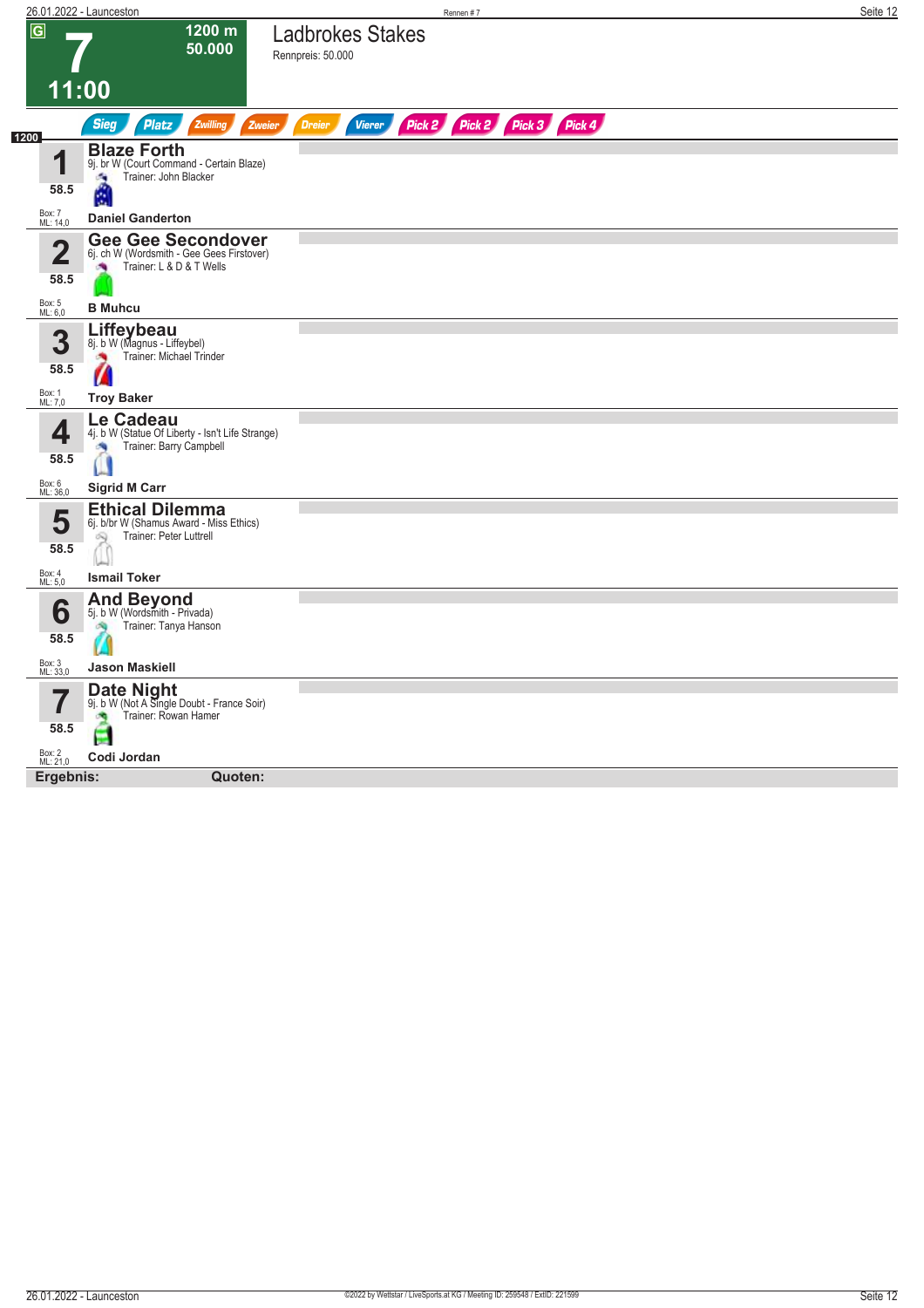# 7

**1200 m**
**50.000**

**11:00**

## Ladbrokes Stakes

Rennpreis: 50.000

Sieg | Platz | Zwilling | Zweier | Dreier | Vierer | Pick 2 | Pick 2 | Pick 3 | Pick 4

1200

| Nr. | Pferd | Details | Trainer | Jockey | Gewicht | Box | ML |
|---|---|---|---|---|---|---|---|
| 1 | **Blaze Forth** | 9j. br W (Court Command - Certain Blaze) | John Blacker | **Daniel Ganderton** | 58.5 | 7 | 14,0 |
| 2 | **Gee Gee Secondover** | 6j. ch W (Wordsmith - Gee Gees Firstover) | L & D & T Wells | **B Muhcu** | 58.5 | 5 | 6,0 |
| 3 | **Liffeybeau** | 8j. b W (Magnus - Liffeybel) | Michael Trinder | **Troy Baker** | 58.5 | 1 | 7,0 |
| 4 | **Le Cadeau** | 4j. b W (Statue Of Liberty - Isn't Life Strange) | Barry Campbell | **Sigrid M Carr** | 58.5 | 6 | 36,0 |
| 5 | **Ethical Dilemma** | 6j. b/br W (Shamus Award - Miss Ethics) | Peter Luttrell | **Ismail Toker** | 58.5 | 4 | 5,0 |
| 6 | **And Beyond** | 5j. b W (Wordsmith - Privada) | Tanya Hanson | **Jason Maskiell** | 58.5 | 3 | 33,0 |
| 7 | **Date Night** | 9j. b W (Not A Single Doubt - France Soir) | Rowan Hamer | **Codi Jordan** | 58.5 | 2 | 21,0 |

**Ergebnis:** **Quoten:**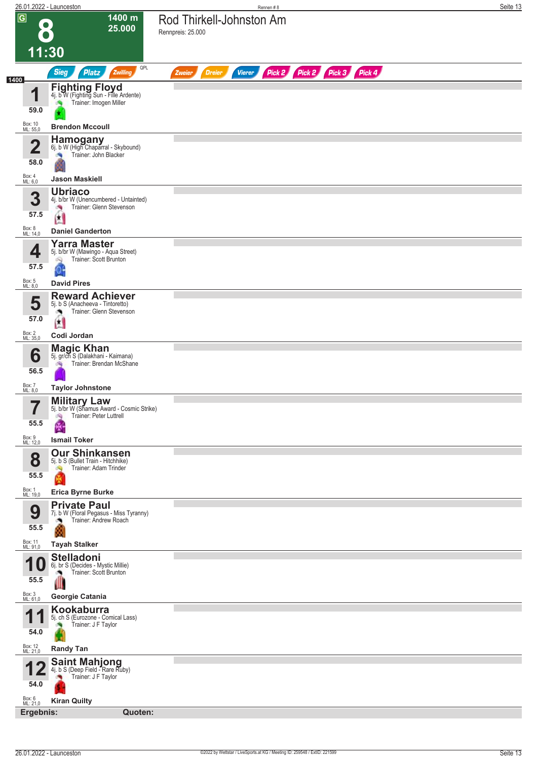# 8 — Rod Thirkell-Johnston Am

**11:30** | 1400 m | 25.000

Rennpreis: 25.000

Sieg | Platz | Zwilling | QPL | Zweier | Dreier | Vierer | Pick 2 | Pick 2 | Pick 3 | Pick 4

1400

| Nr. | Pferd | Gewicht | Box / ML | Jockey |
|---|---|---|---|---|
| 1 | **Fighting Floyd** 4j. b W (Fighting Sun - Fille Ardente) Trainer: Imogen Miller | 59.0 | Box: 10 ML: 55,0 | Brendon Mccoull |
| 2 | **Hamogany** 6j. b W (High Chaparral - Skybound) Trainer: John Blacker | 58.0 | Box: 4 ML: 6,0 | Jason Maskiell |
| 3 | **Ubriaco** 4j. b/br W (Unencumbered - Untainted) Trainer: Glenn Stevenson | 57.5 | Box: 8 ML: 14,0 | Daniel Ganderton |
| 4 | **Yarra Master** 5j. b/br W (Mawingo - Aqua Street) Trainer: Scott Brunton | 57.5 | Box: 5 ML: 8,0 | David Pires |
| 5 | **Reward Achiever** 5j. b S (Anacheeva - Tintoretto) Trainer: Glenn Stevenson | 57.0 | Box: 2 ML: 35,0 | Codi Jordan |
| 6 | **Magic Khan** 5j. gr/ch S (Dalakhani - Kaimana) Trainer: Brendan McShane | 56.5 | Box: 7 ML: 8,0 | Taylor Johnstone |
| 7 | **Military Law** 5j. b/br W (Shamus Award - Cosmic Strike) Trainer: Peter Luttrell | 55.5 | Box: 9 ML: 12,0 | Ismail Toker |
| 8 | **Our Shinkansen** 5j. b S (Bullet Train - Hitchhike) Trainer: Adam Trinder | 55.5 | Box: 1 ML: 19,0 | Erica Byrne Burke |
| 9 | **Private Paul** 7j. b W (Floral Pegasus - Miss Tyranny) Trainer: Andrew Roach | 55.5 | Box: 11 ML: 91,0 | Tayah Stalker |
| 10 | **Stelladoni** 6j. br S (Decides - Mystic Millie) Trainer: Scott Brunton | 55.5 | Box: 3 ML: 61,0 | Georgie Catania |
| 11 | **Kookaburra** 5j. ch S (Eurozone - Comical Lass) Trainer: J F Taylor | 54.0 | Box: 12 ML: 21,0 | Randy Tan |
| 12 | **Saint Mahjong** 4j. b S (Deep Field - Rare Ruby) Trainer: J F Taylor | 54.0 | Box: 6 ML: 21,0 | Kiran Quilty |

**Ergebnis:** **Quoten:**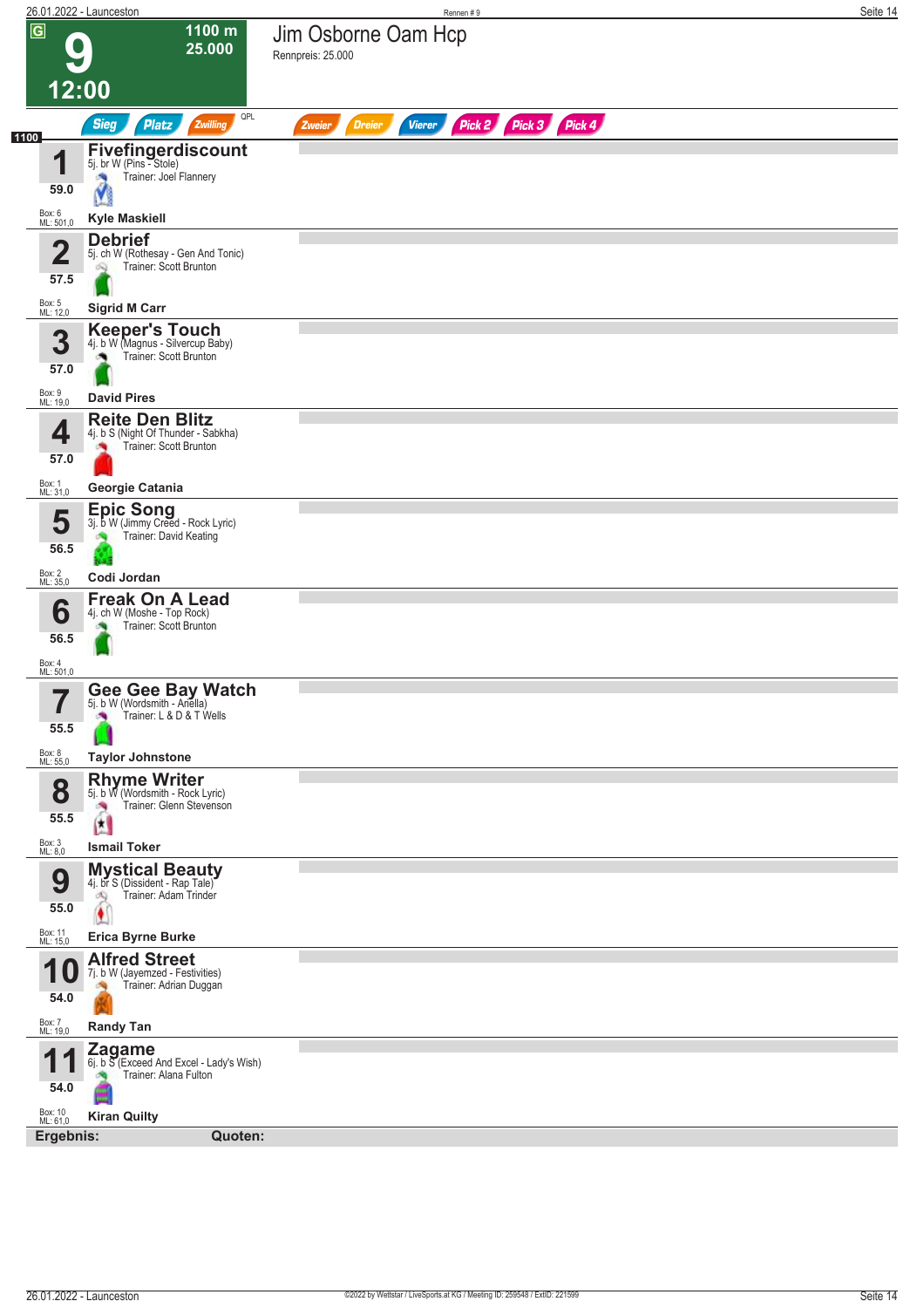# 9

**1100 m**
**25.000**

**12:00**

## Jim Osborne Oam Hcp

Rennpreis: 25.000

Sieg | Platz | Zwilling | QPL | Zweier | Dreier | Vierer | Pick 2 | Pick 3 | Pick 4

1100

| Nr. | Gewicht | Box / ML | Pferd | Abstammung | Trainer | Jockey |
|---|---|---|---|---|---|---|
| 1 | 59.0 | Box: 6 ML: 501,0 | **Fivefingerdiscount** | 5j. br W (Pins - Stole) | Trainer: Joel Flannery | Kyle Maskiell |
| 2 | 57.5 | Box: 5 ML: 12,0 | **Debrief** | 5j. ch W (Rothesay - Gen And Tonic) | Trainer: Scott Brunton | Sigrid M Carr |
| 3 | 57.0 | Box: 9 ML: 19,0 | **Keeper's Touch** | 4j. b W (Magnus - Silvercup Baby) | Trainer: Scott Brunton | David Pires |
| 4 | 57.0 | Box: 1 ML: 31,0 | **Reite Den Blitz** | 4j. b S (Night Of Thunder - Sabkha) | Trainer: Scott Brunton | Georgie Catania |
| 5 | 56.5 | Box: 2 ML: 35,0 | **Epic Song** | 3j. b W (Jimmy Creed - Rock Lyric) | Trainer: David Keating | Codi Jordan |
| 6 | 56.5 | Box: 4 ML: 501,0 | **Freak On A Lead** | 4j. ch W (Moshe - Top Rock) | Trainer: Scott Brunton | |
| 7 | 55.5 | Box: 8 ML: 55,0 | **Gee Gee Bay Watch** | 5j. b W (Wordsmith - Ariella) | Trainer: L & D & T Wells | Taylor Johnstone |
| 8 | 55.5 | Box: 3 ML: 8,0 | **Rhyme Writer** | 5j. b W (Wordsmith - Rock Lyric) | Trainer: Glenn Stevenson | Ismail Toker |
| 9 | 55.0 | Box: 11 ML: 15,0 | **Mystical Beauty** | 4j. br S (Dissident - Rap Tale) | Trainer: Adam Trinder | Erica Byrne Burke |
| 10 | 54.0 | Box: 7 ML: 19,0 | **Alfred Street** | 7j. b W (Jayemzed - Festivities) | Trainer: Adrian Duggan | Randy Tan |
| 11 | 54.0 | Box: 10 ML: 61,0 | **Zagame** | 6j. b S (Exceed And Excel - Lady's Wish) | Trainer: Alana Fulton | Kiran Quilty |

**Ergebnis:** **Quoten:**